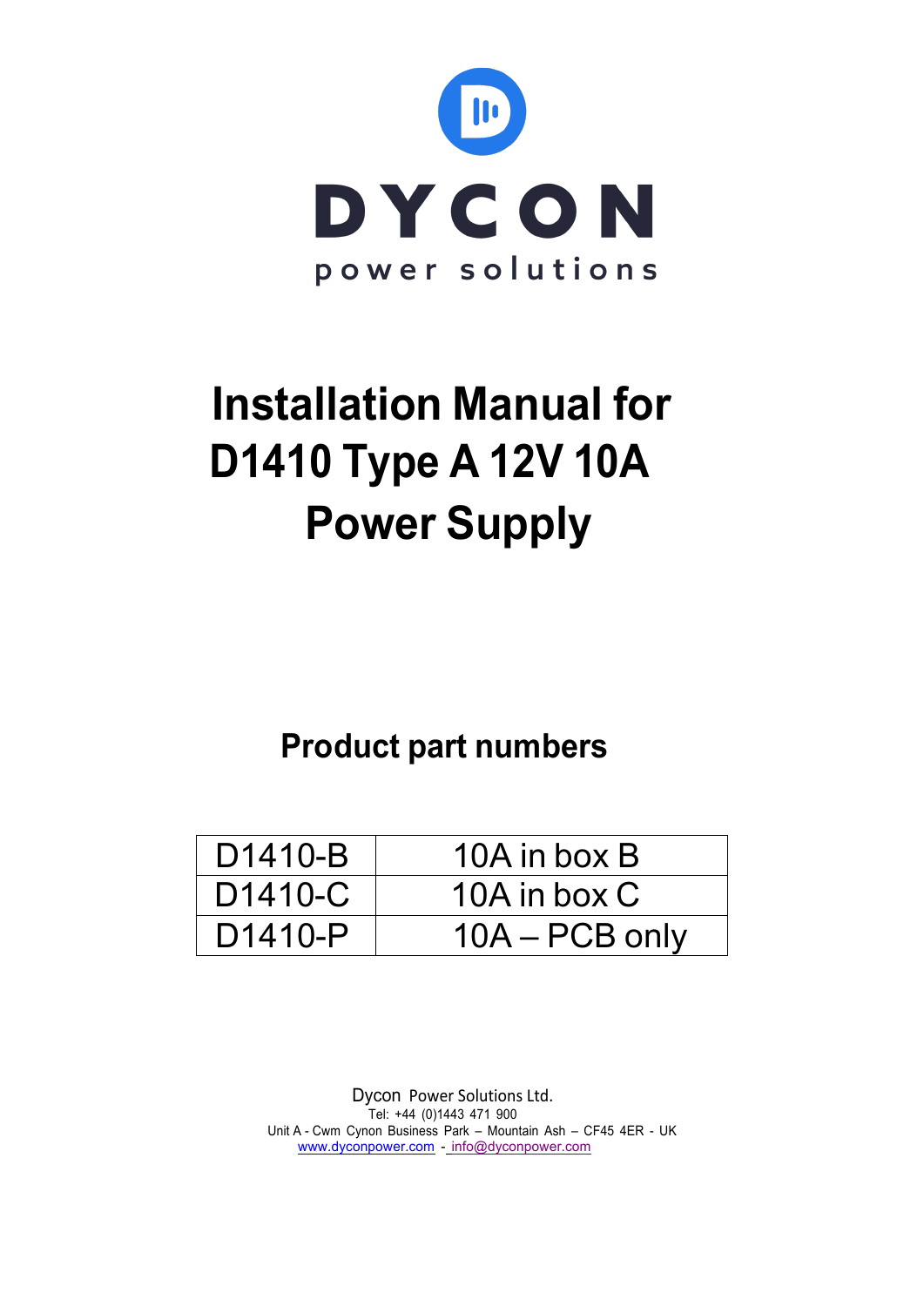DYCON

power solutions

# Installation Manual for D1410 Type A 12V 10A Power Supply

## Product part numbers

| D1410-B | 10A in box B |
|---|---|
| D1410-C | 10A in box C |
| D1410-P | 10A – PCB only |

Dycon Power Solutions Ltd.
Tel: +44 (0)1443 471 900
Unit A - Cwm Cynon Business Park – Mountain Ash – CF45 4ER - UK
www.dyconpower.com - info@dyconpower.com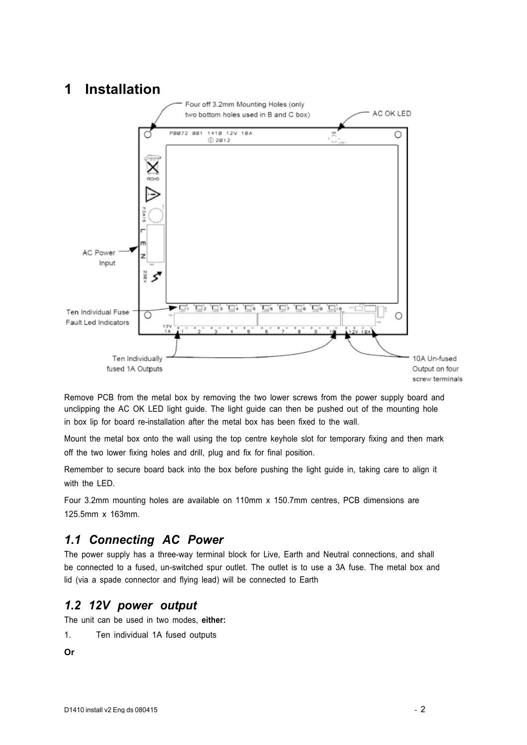# 1 Installation

Remove PCB from the metal box by removing the two lower screws from the power supply board and unclipping the AC OK LED light guide. The light guide can then be pushed out of the mounting hole in box lip for board re-installation after the metal box has been fixed to the wall.

Mount the metal box onto the wall using the top centre keyhole slot for temporary fixing and then mark off the two lower fixing holes and drill, plug and fix for final position.

Remember to secure board back into the box before pushing the light guide in, taking care to align it with the LED.

Four 3.2mm mounting holes are available on 110mm x 150.7mm centres, PCB dimensions are 125.5mm x 163mm.

## *1.1 Connecting AC Power*

The power supply has a three-way terminal block for Live, Earth and Neutral connections, and shall be connected to a fused, un-switched spur outlet. The outlet is to use a 3A fuse. The metal box and lid (via a spade connector and flying lead) will be connected to Earth

## *1.2 12V power output*

The unit can be used in two modes, **either:**

1. Ten individual 1A fused outputs

**Or**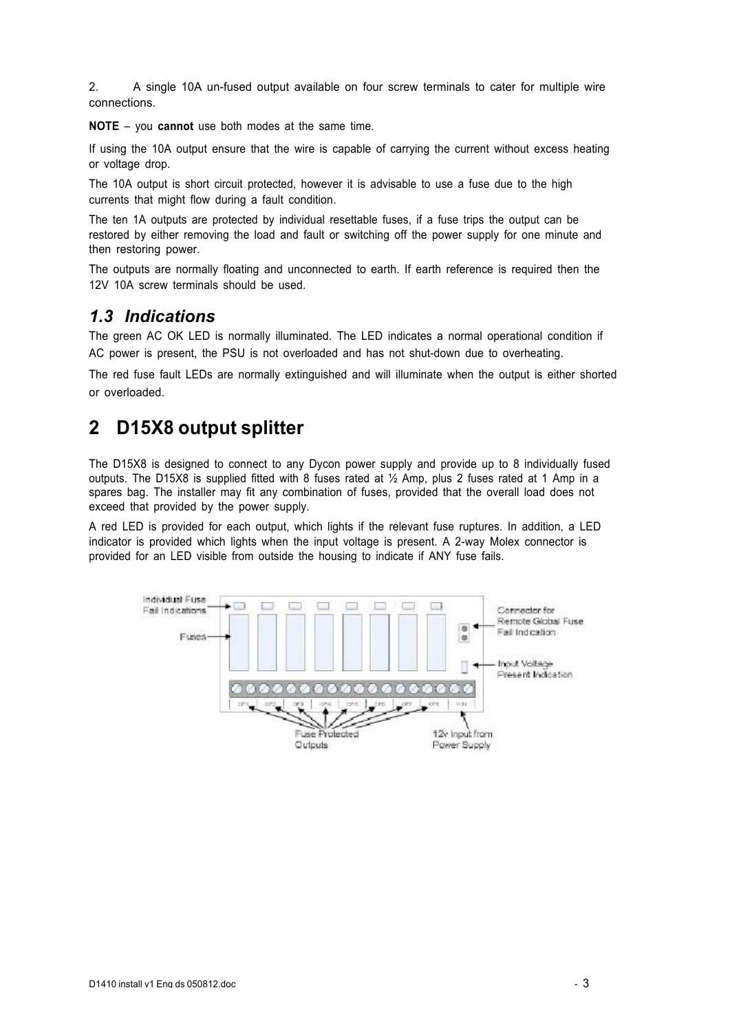2. A single 10A un-fused output available on four screw terminals to cater for multiple wire connections.

**NOTE** – you **cannot** use both modes at the same time.

If using the 10A output ensure that the wire is capable of carrying the current without excess heating or voltage drop.

The 10A output is short circuit protected, however it is advisable to use a fuse due to the high currents that might flow during a fault condition.

The ten 1A outputs are protected by individual resettable fuses, if a fuse trips the output can be restored by either removing the load and fault or switching off the power supply for one minute and then restoring power.

The outputs are normally floating and unconnected to earth. If earth reference is required then the 12V 10A screw terminals should be used.

### *1.3 Indications*

The green AC OK LED is normally illuminated. The LED indicates a normal operational condition if AC power is present, the PSU is not overloaded and has not shut-down due to overheating.

The red fuse fault LEDs are normally extinguished and will illuminate when the output is either shorted or overloaded.

## 2 D15X8 output splitter

The D15X8 is designed to connect to any Dycon power supply and provide up to 8 individually fused outputs. The D15X8 is supplied fitted with 8 fuses rated at ½ Amp, plus 2 fuses rated at 1 Amp in a spares bag. The installer may fit any combination of fuses, provided that the overall load does not exceed that provided by the power supply.

A red LED is provided for each output, which lights if the relevant fuse ruptures. In addition, a LED indicator is provided which lights when the input voltage is present. A 2-way Molex connector is provided for an LED visible from outside the housing to indicate if ANY fuse fails.

Individual Fuse Fail Indications

Fuses

Connector for Remote Global Fuse Fail Indication

Input Voltage Present Indication

Fuse Protected Outputs

12v Input from Power Supply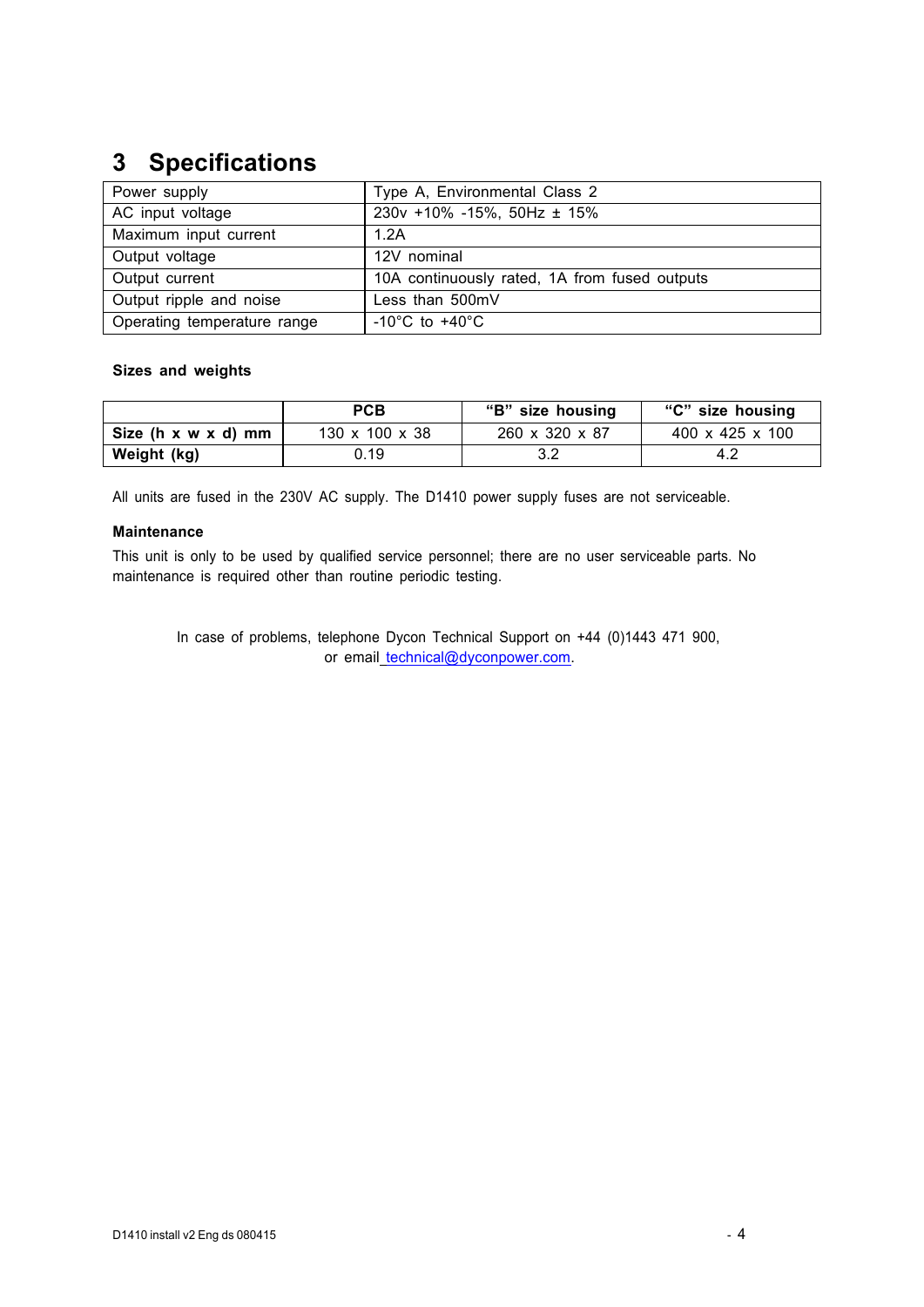# 3 Specifications

| | |
|---|---|
| Power supply | Type A, Environmental Class 2 |
| AC input voltage | 230v +10% -15%, 50Hz ± 15% |
| Maximum input current | 1.2A |
| Output voltage | 12V nominal |
| Output current | 10A continuously rated, 1A from fused outputs |
| Output ripple and noise | Less than 500mV |
| Operating temperature range | -10°C to +40°C |

**Sizes and weights**

| | PCB | "B" size housing | "C" size housing |
|---|---|---|---|
| **Size (h x w x d) mm** | 130 x 100 x 38 | 260 x 320 x 87 | 400 x 425 x 100 |
| **Weight (kg)** | 0.19 | 3.2 | 4.2 |

All units are fused in the 230V AC supply. The D1410 power supply fuses are not serviceable.

**Maintenance**

This unit is only to be used by qualified service personnel; there are no user serviceable parts. No maintenance is required other than routine periodic testing.

In case of problems, telephone Dycon Technical Support on +44 (0)1443 471 900, or email technical@dyconpower.com.